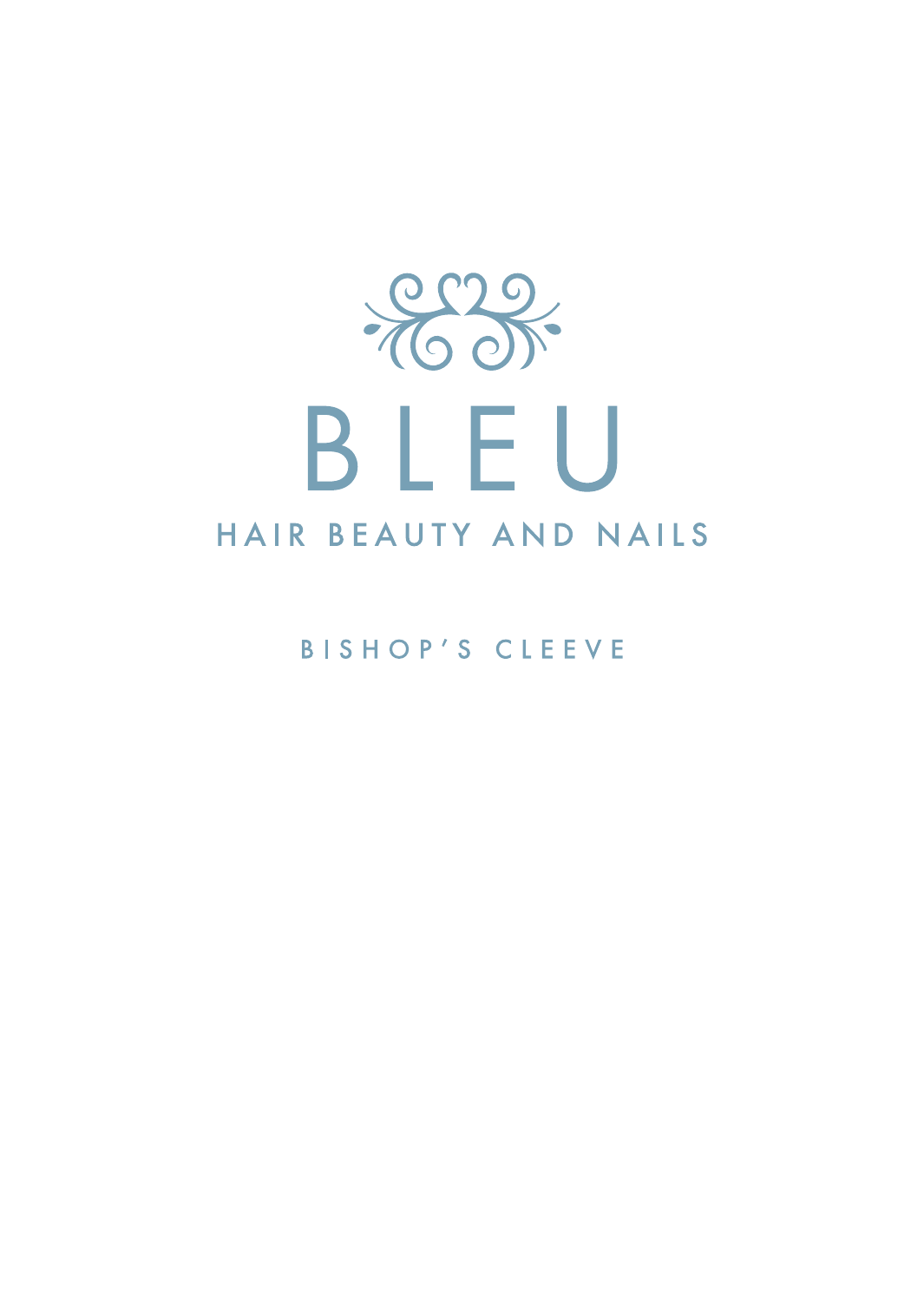# BLEU

## HAIR BEAUTY AND NAILS

BISHOP'S CLEEVE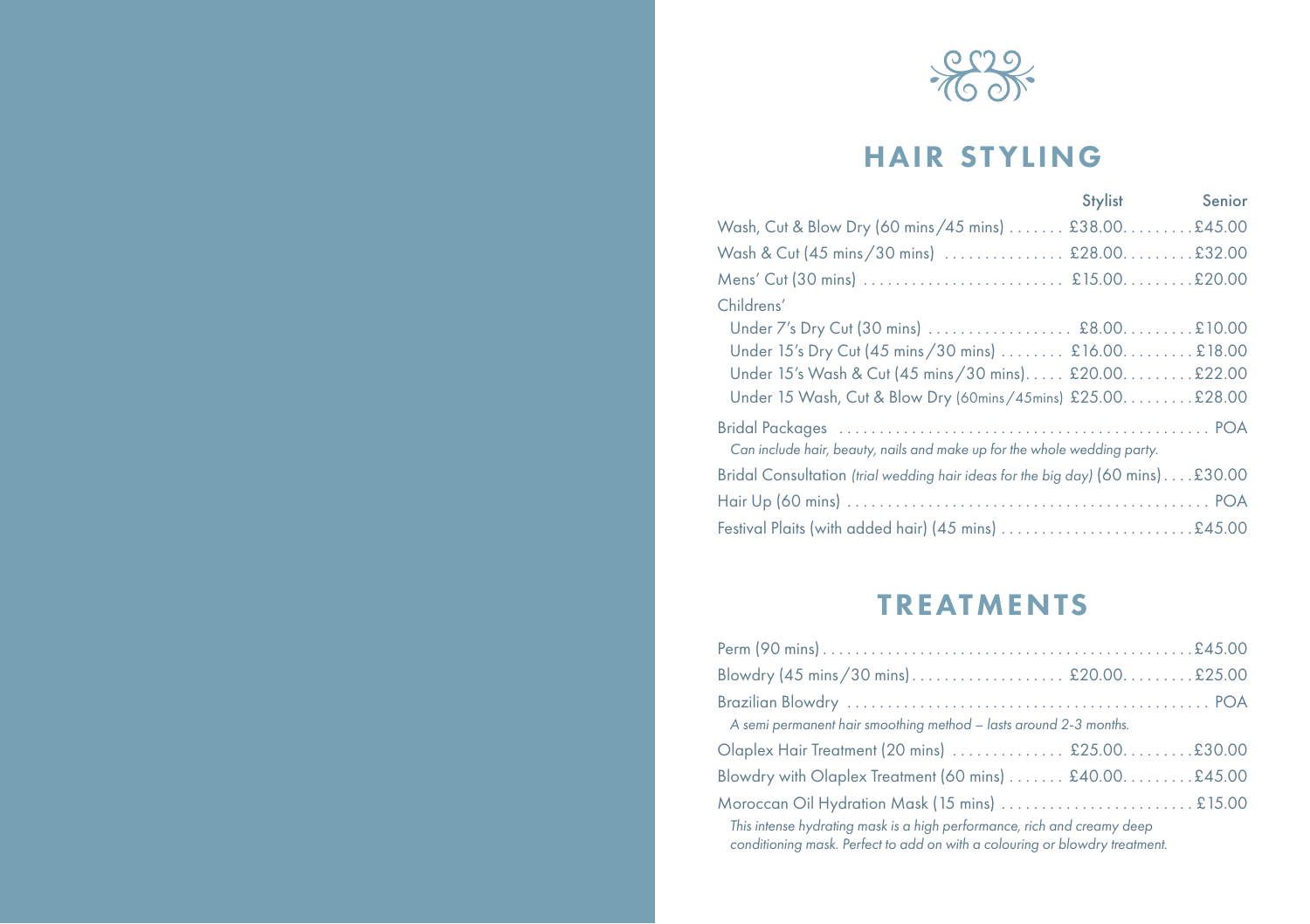## HAIR STYLING

| | Stylist | Senior |
|---|---|---|
| Wash, Cut & Blow Dry (60 mins /45 mins) | £38.00 | £45.00 |
| Wash & Cut (45 mins / 30 mins) | £28.00 | £32.00 |
| Mens' Cut (30 mins) | £15.00 | £20.00 |
| Childrens' | | |
| Under 7's Dry Cut (30 mins) | £8.00 | £10.00 |
| Under 15's Dry Cut (45 mins / 30 mins) | £16.00 | £18.00 |
| Under 15's Wash & Cut (45 mins / 30 mins) | £20.00 | £22.00 |
| Under 15 Wash, Cut & Blow Dry (60mins / 45mins) | £25.00 | £28.00 |
| Bridal Packages *Can include hair, beauty, nails and make up for the whole wedding party.* | | POA |
| Bridal Consultation *(trial wedding hair ideas for the big day)* (60 mins) | | £30.00 |
| Hair Up (60 mins) | | POA |
| Festival Plaits (with added hair) (45 mins) | | £45.00 |

## TREATMENTS

| | Stylist | Senior |
|---|---|---|
| Perm (90 mins) | | £45.00 |
| Blowdry (45 mins / 30 mins) | £20.00 | £25.00 |
| Brazilian Blowdry *A semi permanent hair smoothing method – lasts around 2-3 months.* | | POA |
| Olaplex Hair Treatment (20 mins) | £25.00 | £30.00 |
| Blowdry with Olaplex Treatment (60 mins) | £40.00 | £45.00 |
| Moroccan Oil Hydration Mask (15 mins) *This intense hydrating mask is a high performance, rich and creamy deep conditioning mask. Perfect to add on with a colouring or blowdry treatment.* | | £15.00 |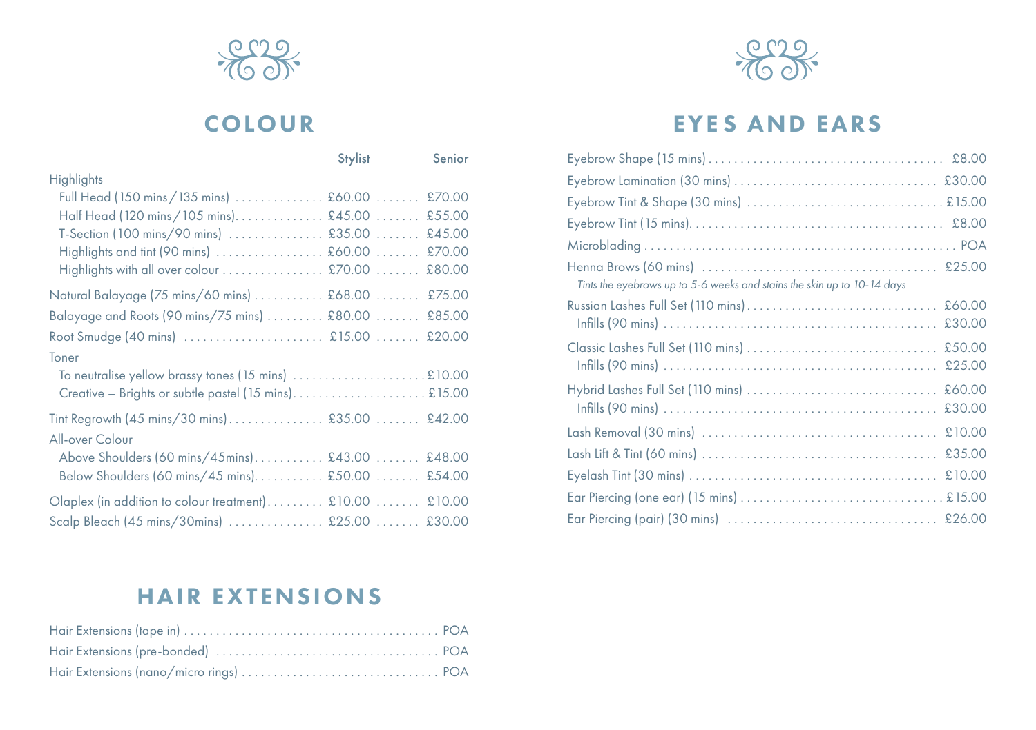## COLOUR

| | Stylist | Senior |
|---|---|---|
| Highlights | | |
| Full Head (150 mins / 135 mins) | £60.00 | £70.00 |
| Half Head (120 mins / 105 mins) | £45.00 | £55.00 |
| T-Section (100 mins/90 mins) | £35.00 | £45.00 |
| Highlights and tint (90 mins) | £60.00 | £70.00 |
| Highlights with all over colour | £70.00 | £80.00 |
| Natural Balayage (75 mins/60 mins) | £68.00 | £75.00 |
| Balayage and Roots (90 mins/75 mins) | £80.00 | £85.00 |
| Root Smudge (40 mins) | £15.00 | £20.00 |
| Toner | | |
| To neutralise yellow brassy tones (15 mins) | | £10.00 |
| Creative – Brights or subtle pastel (15 mins) | | £15.00 |
| Tint Regrowth (45 mins/30 mins) | £35.00 | £42.00 |
| All-over Colour | | |
| Above Shoulders (60 mins/45mins) | £43.00 | £48.00 |
| Below Shoulders (60 mins/45 mins) | £50.00 | £54.00 |
| Olaplex (in addition to colour treatment) | £10.00 | £10.00 |
| Scalp Bleach (45 mins/30mins) | £25.00 | £30.00 |

## HAIR EXTENSIONS

| | |
|---|---|
| Hair Extensions (tape in) | POA |
| Hair Extensions (pre-bonded) | POA |
| Hair Extensions (nano/micro rings) | POA |

## EYES AND EARS

| | |
|---|---|
| Eyebrow Shape (15 mins) | £8.00 |
| Eyebrow Lamination (30 mins) | £30.00 |
| Eyebrow Tint & Shape (30 mins) | £15.00 |
| Eyebrow Tint (15 mins) | £8.00 |
| Microblading | POA |
| Henna Brows (60 mins)<br>*Tints the eyebrows up to 5-6 weeks and stains the skin up to 10-14 days* | £25.00 |
| Russian Lashes Full Set (110 mins) | £60.00 |
| Infills (90 mins) | £30.00 |
| Classic Lashes Full Set (110 mins) | £50.00 |
| Infills (90 mins) | £25.00 |
| Hybrid Lashes Full Set (110 mins) | £60.00 |
| Infills (90 mins) | £30.00 |
| Lash Removal (30 mins) | £10.00 |
| Lash Lift & Tint (60 mins) | £35.00 |
| Eyelash Tint (30 mins) | £10.00 |
| Ear Piercing (one ear) (15 mins) | £15.00 |
| Ear Piercing (pair) (30 mins) | £26.00 |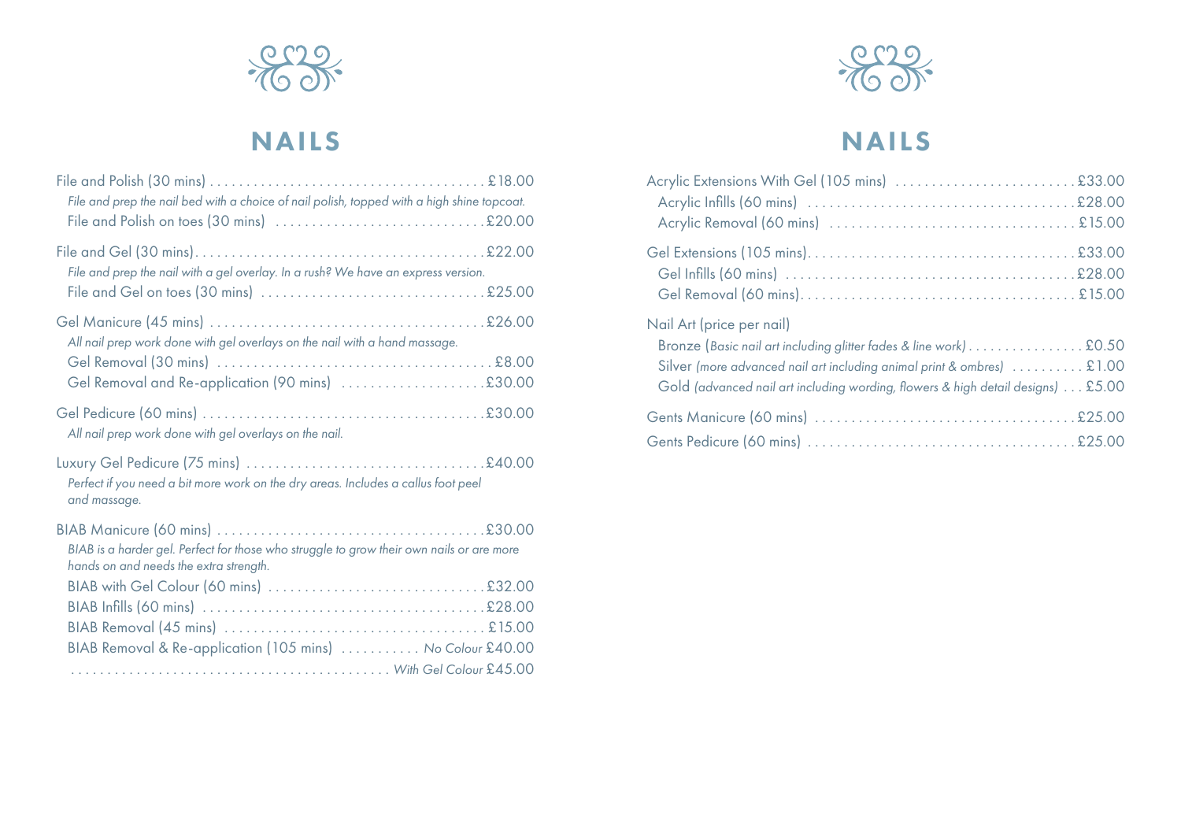## NAILS

File and Polish (30 mins) .................................... £18.00
*File and prep the nail bed with a choice of nail polish, topped with a high shine topcoat.*
File and Polish on toes (30 mins) .................................... £20.00

File and Gel (30 mins) .................................... £22.00
*File and prep the nail with a gel overlay. In a rush? We have an express version.*
File and Gel on toes (30 mins) .................................... £25.00

Gel Manicure (45 mins) .................................... £26.00
*All nail prep work done with gel overlays on the nail with a hand massage.*
Gel Removal (30 mins) .................................... £8.00
Gel Removal and Re-application (90 mins) .................................... £30.00

Gel Pedicure (60 mins) .................................... £30.00
*All nail prep work done with gel overlays on the nail.*

Luxury Gel Pedicure (75 mins) .................................... £40.00
*Perfect if you need a bit more work on the dry areas. Includes a callus foot peel and massage.*

BIAB Manicure (60 mins) .................................... £30.00
*BIAB is a harder gel. Perfect for those who struggle to grow their own nails or are more hands on and needs the extra strength.*
BIAB with Gel Colour (60 mins) .................................... £32.00
BIAB Infills (60 mins) .................................... £28.00
BIAB Removal (45 mins) .................................... £15.00
BIAB Removal & Re-application (105 mins) .......... *No Colour* £40.00
.......... *With Gel Colour* £45.00

## NAILS

Acrylic Extensions With Gel (105 mins) .................................... £33.00
Acrylic Infills (60 mins) .................................... £28.00
Acrylic Removal (60 mins) .................................... £15.00

Gel Extensions (105 mins) .................................... £33.00
Gel Infills (60 mins) .................................... £28.00
Gel Removal (60 mins) .................................... £15.00

Nail Art (price per nail)
Bronze (*Basic nail art including glitter fades & line work*) .................................... £0.50
Silver *(more advanced nail art including animal print & ombres)* .................................... £1.00
Gold *(advanced nail art including wording, flowers & high detail designs)* ... £5.00

Gents Manicure (60 mins) .................................... £25.00

Gents Pedicure (60 mins) .................................... £25.00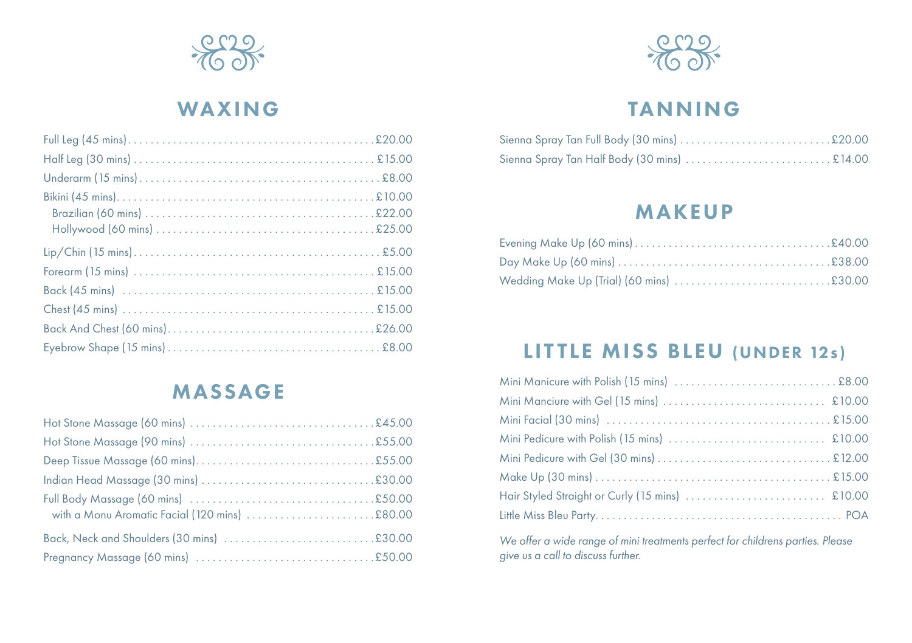## WAXING

| | |
|---|---|
| Full Leg (45 mins) | £20.00 |
| Half Leg (30 mins) | £15.00 |
| Underarm (15 mins) | £8.00 |
| Bikini (45 mins) | £10.00 |
| Brazilian (60 mins) | £22.00 |
| Hollywood (60 mins) | £25.00 |
| Lip/Chin (15 mins) | £5.00 |
| Forearm (15 mins) | £15.00 |
| Back (45 mins) | £15.00 |
| Chest (45 mins) | £15.00 |
| Back And Chest (60 mins) | £26.00 |
| Eyebrow Shape (15 mins) | £8.00 |

## MASSAGE

| | |
|---|---|
| Hot Stone Massage (60 mins) | £45.00 |
| Hot Stone Massage (90 mins) | £55.00 |
| Deep Tissue Massage (60 mins) | £55.00 |
| Indian Head Massage (30 mins) | £30.00 |
| Full Body Massage (60 mins) | £50.00 |
| with a Monu Aromatic Facial (120 mins) | £80.00 |
| Back, Neck and Shoulders (30 mins) | £30.00 |
| Pregnancy Massage (60 mins) | £50.00 |

## TANNING

| | |
|---|---|
| Sienna Spray Tan Full Body (30 mins) | £20.00 |
| Sienna Spray Tan Half Body (30 mins) | £14.00 |

## MAKEUP

| | |
|---|---|
| Evening Make Up (60 mins) | £40.00 |
| Day Make Up (60 mins) | £38.00 |
| Wedding Make Up (Trial) (60 mins) | £30.00 |

## LITTLE MISS BLEU (UNDER 12s)

| | |
|---|---|
| Mini Manicure with Polish (15 mins) | £8.00 |
| Mini Manciure with Gel (15 mins) | £10.00 |
| Mini Facial (30 mins) | £15.00 |
| Mini Pedicure with Polish (15 mins) | £10.00 |
| Mini Pedicure with Gel (30 mins) | £12.00 |
| Make Up (30 mins) | £15.00 |
| Hair Styled Straight or Curly (15 mins) | £10.00 |
| Little Miss Bleu Party | POA |

*We offer a wide range of mini treatments perfect for childrens parties. Please give us a call to discuss further.*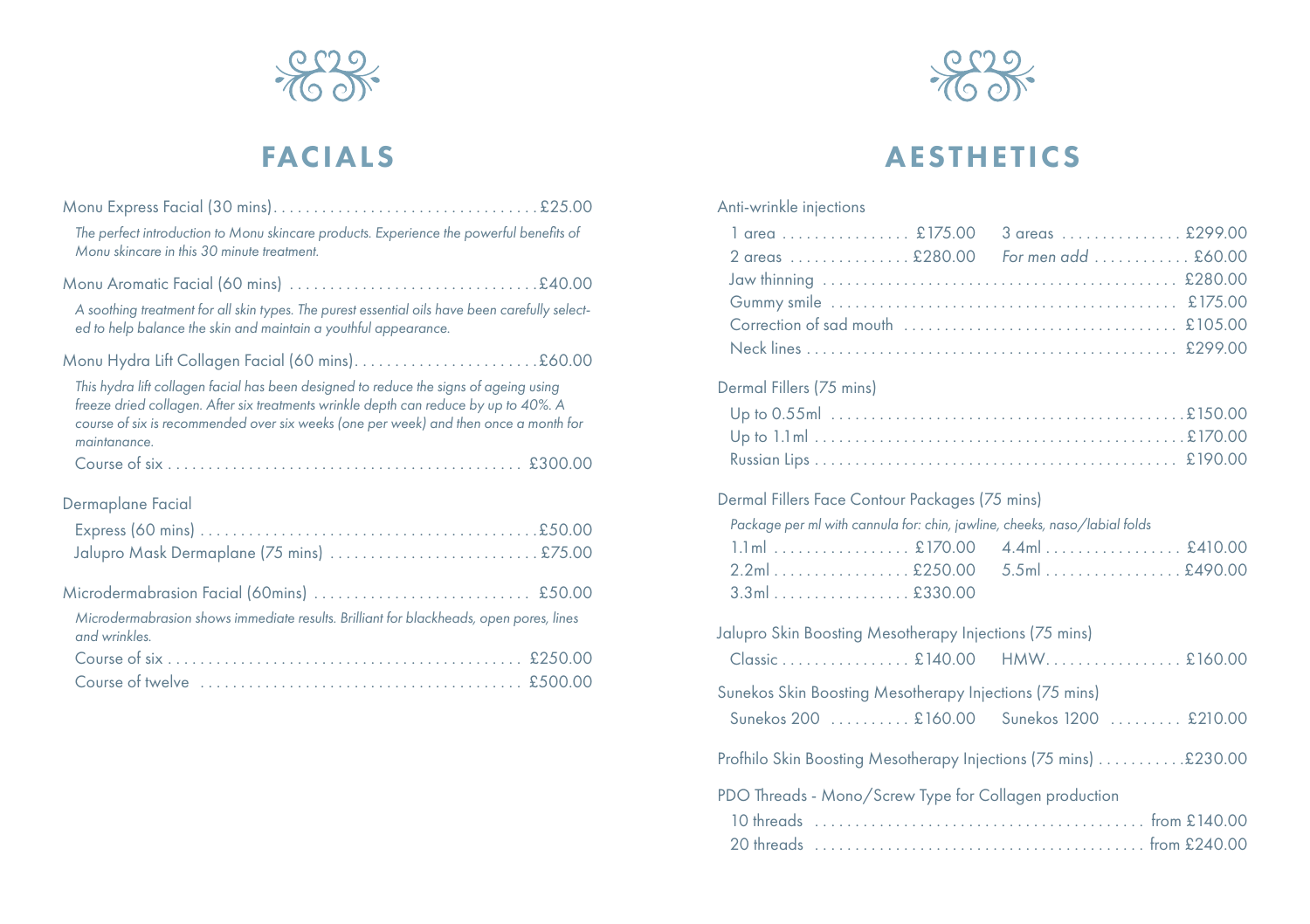# FACIALS

Monu Express Facial (30 mins) .................................. £25.00

*The perfect introduction to Monu skincare products. Experience the powerful benefits of Monu skincare in this 30 minute treatment.*

Monu Aromatic Facial (60 mins) .................................. £40.00

*A soothing treatment for all skin types. The purest essential oils have been carefully selected to help balance the skin and maintain a youthful appearance.*

Monu Hydra Lift Collagen Facial (60 mins) .................................. £60.00

*This hydra lift collagen facial has been designed to reduce the signs of ageing using freeze dried collagen. After six treatments wrinkle depth can reduce by up to 40%. A course of six is recommended over six weeks (one per week) and then once a month for maintanance.*

Course of six .................................. £300.00

Dermaplane Facial

Express (60 mins) .................................. £50.00
Jalupro Mask Dermaplane (75 mins) .................................. £75.00

Microdermabrasion Facial (60mins) .................................. £50.00

*Microdermabrasion shows immediate results. Brilliant for blackheads, open pores, lines and wrinkles.*

Course of six .................................. £250.00
Course of twelve .................................. £500.00

# AESTHETICS

Anti-wrinkle injections

1 area .................................. £175.00
2 areas .................................. £280.00
3 areas .................................. £299.00
*For men add* .................................. £60.00
Jaw thinning .................................. £280.00
Gummy smile .................................. £175.00
Correction of sad mouth .................................. £105.00
Neck lines .................................. £299.00

Dermal Fillers (75 mins)

Up to 0.55ml .................................. £150.00
Up to 1.1ml .................................. £170.00
Russian Lips .................................. £190.00

Dermal Fillers Face Contour Packages (75 mins)

*Package per ml with cannula for: chin, jawline, cheeks, naso/labial folds*

1.1ml .................................. £170.00
2.2ml .................................. £250.00
3.3ml .................................. £330.00
4.4ml .................................. £410.00
5.5ml .................................. £490.00

Jalupro Skin Boosting Mesotherapy Injections (75 mins)

Classic .................................. £140.00
HMW .................................. £160.00

Sunekos Skin Boosting Mesotherapy Injections (75 mins)

Sunekos 200 .................................. £160.00
Sunekos 1200 .................................. £210.00

Profhilo Skin Boosting Mesotherapy Injections (75 mins) .................................. £230.00

PDO Threads - Mono/Screw Type for Collagen production

10 threads .................................. from £140.00
20 threads .................................. from £240.00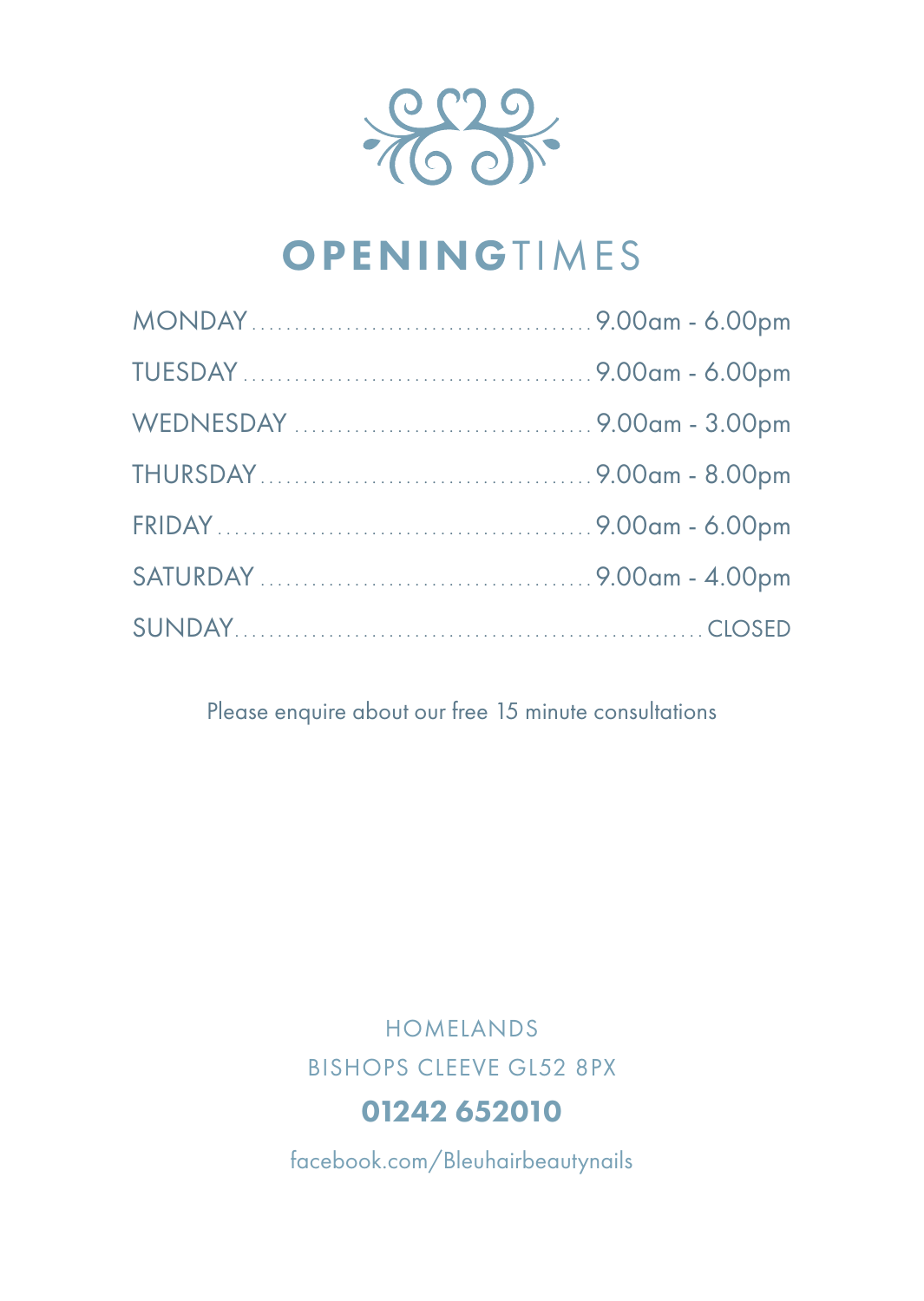# OPENING TIMES

| | |
|---|---|
| MONDAY | 9.00am - 6.00pm |
| TUESDAY | 9.00am - 6.00pm |
| WEDNESDAY | 9.00am - 3.00pm |
| THURSDAY | 9.00am - 8.00pm |
| FRIDAY | 9.00am - 6.00pm |
| SATURDAY | 9.00am - 4.00pm |
| SUNDAY | CLOSED |

Please enquire about our free 15 minute consultations

HOMELANDS
BISHOPS CLEEVE GL52 8PX

**01242 652010**

facebook.com/Bleuhairbeautynails